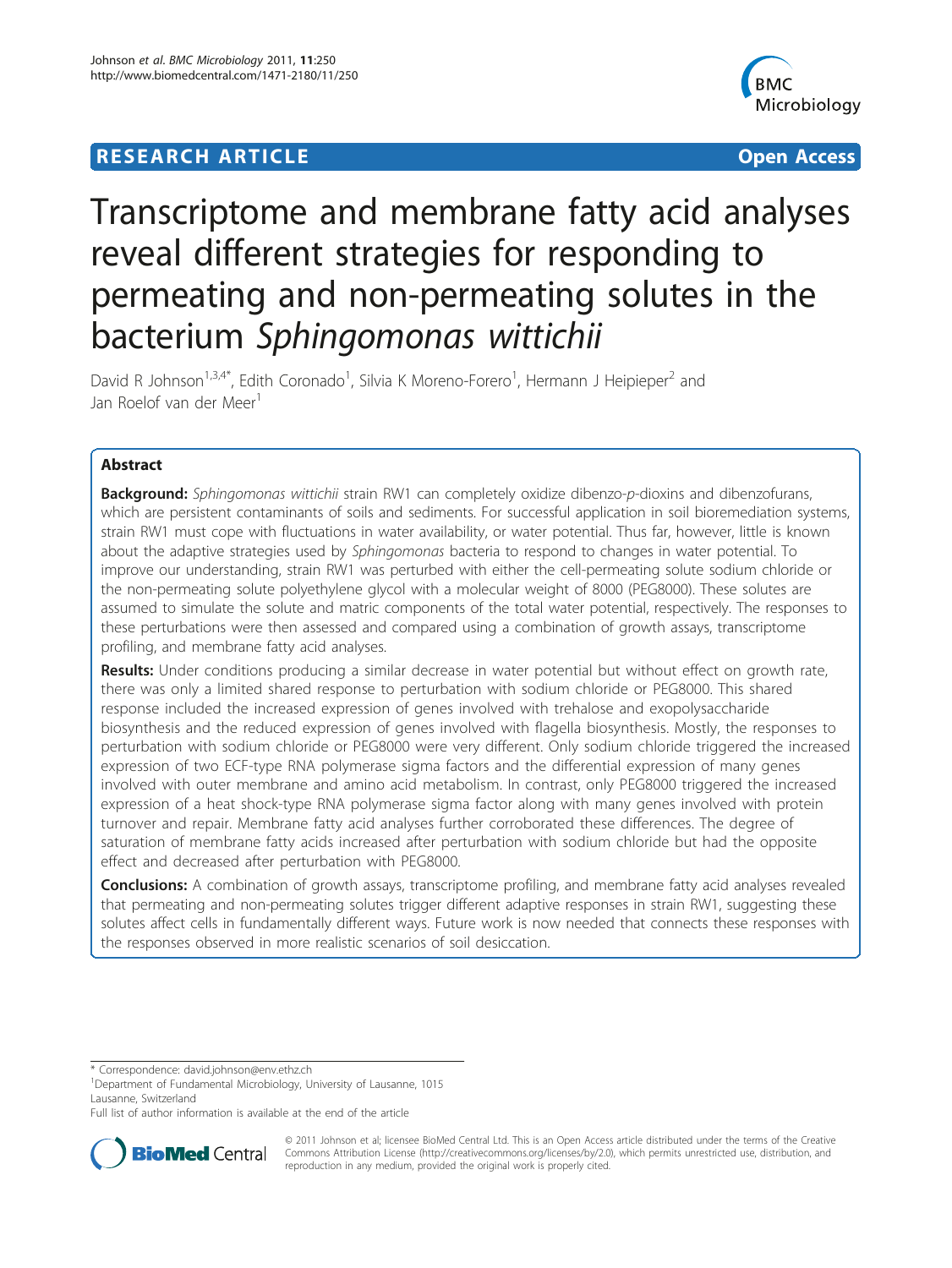**RESEARCH ARTICLE** **Open Access**

# Transcriptome and membrane fatty acid analyses reveal different strategies for responding to permeating and non-permeating solutes in the bacterium *Sphingomonas wittichii*

David R Johnson[1,3,4*], Edith Coronado[1], Silvia K Moreno-Forero[1], Hermann J Heipieper[2] and Jan Roelof van der Meer[1]

## Abstract

**Background:** *Sphingomonas wittichii* strain RW1 can completely oxidize dibenzo-*p*-dioxins and dibenzofurans, which are persistent contaminants of soils and sediments. For successful application in soil bioremediation systems, strain RW1 must cope with fluctuations in water availability, or water potential. Thus far, however, little is known about the adaptive strategies used by *Sphingomonas* bacteria to respond to changes in water potential. To improve our understanding, strain RW1 was perturbed with either the cell-permeating solute sodium chloride or the non-permeating solute polyethylene glycol with a molecular weight of 8000 (PEG8000). These solutes are assumed to simulate the solute and matric components of the total water potential, respectively. The responses to these perturbations were then assessed and compared using a combination of growth assays, transcriptome profiling, and membrane fatty acid analyses.

**Results:** Under conditions producing a similar decrease in water potential but without effect on growth rate, there was only a limited shared response to perturbation with sodium chloride or PEG8000. This shared response included the increased expression of genes involved with trehalose and exopolysaccharide biosynthesis and the reduced expression of genes involved with flagella biosynthesis. Mostly, the responses to perturbation with sodium chloride or PEG8000 were very different. Only sodium chloride triggered the increased expression of two ECF-type RNA polymerase sigma factors and the differential expression of many genes involved with outer membrane and amino acid metabolism. In contrast, only PEG8000 triggered the increased expression of a heat shock-type RNA polymerase sigma factor along with many genes involved with protein turnover and repair. Membrane fatty acid analyses further corroborated these differences. The degree of saturation of membrane fatty acids increased after perturbation with sodium chloride but had the opposite effect and decreased after perturbation with PEG8000.

**Conclusions:** A combination of growth assays, transcriptome profiling, and membrane fatty acid analyses revealed that permeating and non-permeating solutes trigger different adaptive responses in strain RW1, suggesting these solutes affect cells in fundamentally different ways. Future work is now needed that connects these responses with the responses observed in more realistic scenarios of soil desiccation.

---

\* Correspondence: david.johnson@env.ethz.ch
[1]Department of Fundamental Microbiology, University of Lausanne, 1015 Lausanne, Switzerland
Full list of author information is available at the end of the article

© 2011 Johnson et al; licensee BioMed Central Ltd. This is an Open Access article distributed under the terms of the Creative Commons Attribution License (http://creativecommons.org/licenses/by/2.0), which permits unrestricted use, distribution, and reproduction in any medium, provided the original work is properly cited.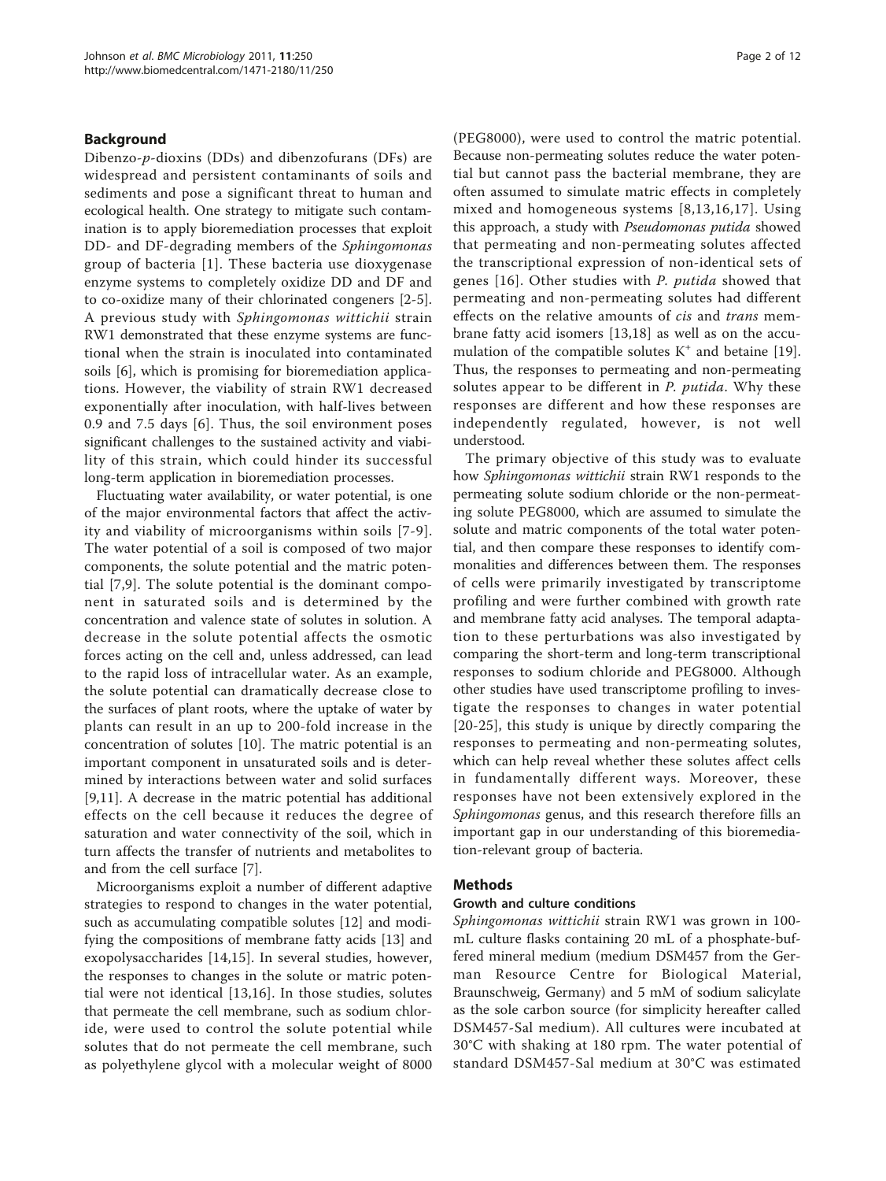## Background

Dibenzo-*p*-dioxins (DDs) and dibenzofurans (DFs) are widespread and persistent contaminants of soils and sediments and pose a significant threat to human and ecological health. One strategy to mitigate such contamination is to apply bioremediation processes that exploit DD- and DF-degrading members of the *Sphingomonas* group of bacteria [1]. These bacteria use dioxygenase enzyme systems to completely oxidize DD and DF and to co-oxidize many of their chlorinated congeners [2-5]. A previous study with *Sphingomonas wittichii* strain RW1 demonstrated that these enzyme systems are functional when the strain is inoculated into contaminated soils [6], which is promising for bioremediation applications. However, the viability of strain RW1 decreased exponentially after inoculation, with half-lives between 0.9 and 7.5 days [6]. Thus, the soil environment poses significant challenges to the sustained activity and viability of this strain, which could hinder its successful long-term application in bioremediation processes.

Fluctuating water availability, or water potential, is one of the major environmental factors that affect the activity and viability of microorganisms within soils [7-9]. The water potential of a soil is composed of two major components, the solute potential and the matric potential [7,9]. The solute potential is the dominant component in saturated soils and is determined by the concentration and valence state of solutes in solution. A decrease in the solute potential affects the osmotic forces acting on the cell and, unless addressed, can lead to the rapid loss of intracellular water. As an example, the solute potential can dramatically decrease close to the surfaces of plant roots, where the uptake of water by plants can result in an up to 200-fold increase in the concentration of solutes [10]. The matric potential is an important component in unsaturated soils and is determined by interactions between water and solid surfaces [9,11]. A decrease in the matric potential has additional effects on the cell because it reduces the degree of saturation and water connectivity of the soil, which in turn affects the transfer of nutrients and metabolites to and from the cell surface [7].

Microorganisms exploit a number of different adaptive strategies to respond to changes in the water potential, such as accumulating compatible solutes [12] and modifying the compositions of membrane fatty acids [13] and exopolysaccharides [14,15]. In several studies, however, the responses to changes in the solute or matric potential were not identical [13,16]. In those studies, solutes that permeate the cell membrane, such as sodium chloride, were used to control the solute potential while solutes that do not permeate the cell membrane, such as polyethylene glycol with a molecular weight of 8000 (PEG8000), were used to control the matric potential. Because non-permeating solutes reduce the water potential but cannot pass the bacterial membrane, they are often assumed to simulate matric effects in completely mixed and homogeneous systems [8,13,16,17]. Using this approach, a study with *Pseudomonas putida* showed that permeating and non-permeating solutes affected the transcriptional expression of non-identical sets of genes [16]. Other studies with *P. putida* showed that permeating and non-permeating solutes had different effects on the relative amounts of *cis* and *trans* membrane fatty acid isomers [13,18] as well as on the accumulation of the compatible solutes $K^+$ and betaine [19]. Thus, the responses to permeating and non-permeating solutes appear to be different in *P. putida*. Why these responses are different and how these responses are independently regulated, however, is not well understood.

The primary objective of this study was to evaluate how *Sphingomonas wittichii* strain RW1 responds to the permeating solute sodium chloride or the non-permeating solute PEG8000, which are assumed to simulate the solute and matric components of the total water potential, and then compare these responses to identify commonalities and differences between them. The responses of cells were primarily investigated by transcriptome profiling and were further combined with growth rate and membrane fatty acid analyses. The temporal adaptation to these perturbations was also investigated by comparing the short-term and long-term transcriptional responses to sodium chloride and PEG8000. Although other studies have used transcriptome profiling to investigate the responses to changes in water potential [20-25], this study is unique by directly comparing the responses to permeating and non-permeating solutes, which can help reveal whether these solutes affect cells in fundamentally different ways. Moreover, these responses have not been extensively explored in the *Sphingomonas* genus, and this research therefore fills an important gap in our understanding of this bioremediation-relevant group of bacteria.

## Methods

### Growth and culture conditions

*Sphingomonas wittichii* strain RW1 was grown in 100-mL culture flasks containing 20 mL of a phosphate-buffered mineral medium (medium DSM457 from the German Resource Centre for Biological Material, Braunschweig, Germany) and 5 mM of sodium salicylate as the sole carbon source (for simplicity hereafter called DSM457-Sal medium). All cultures were incubated at 30°C with shaking at 180 rpm. The water potential of standard DSM457-Sal medium at 30°C was estimated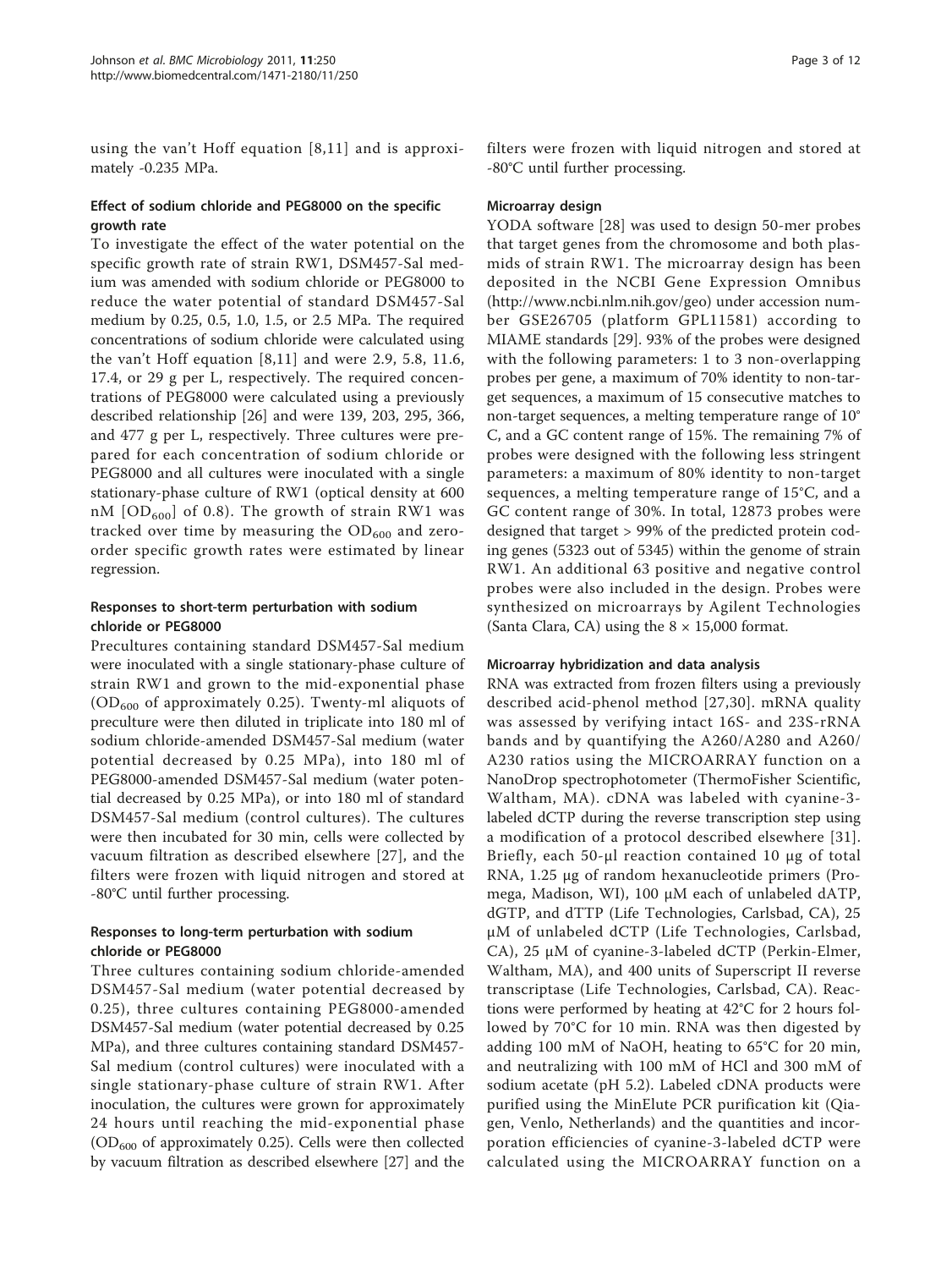using the van't Hoff equation [8,11] and is approximately -0.235 MPa.

### Effect of sodium chloride and PEG8000 on the specific growth rate

To investigate the effect of the water potential on the specific growth rate of strain RW1, DSM457-Sal medium was amended with sodium chloride or PEG8000 to reduce the water potential of standard DSM457-Sal medium by 0.25, 0.5, 1.0, 1.5, or 2.5 MPa. The required concentrations of sodium chloride were calculated using the van't Hoff equation [8,11] and were 2.9, 5.8, 11.6, 17.4, or 29 g per L, respectively. The required concentrations of PEG8000 were calculated using a previously described relationship [26] and were 139, 203, 295, 366, and 477 g per L, respectively. Three cultures were prepared for each concentration of sodium chloride or PEG8000 and all cultures were inoculated with a single stationary-phase culture of RW1 (optical density at 600 nM [$OD_{600}$] of 0.8). The growth of strain RW1 was tracked over time by measuring the $OD_{600}$ and zero-order specific growth rates were estimated by linear regression.

### Responses to short-term perturbation with sodium chloride or PEG8000

Precultures containing standard DSM457-Sal medium were inoculated with a single stationary-phase culture of strain RW1 and grown to the mid-exponential phase ($OD_{600}$ of approximately 0.25). Twenty-ml aliquots of preculture were then diluted in triplicate into 180 ml of sodium chloride-amended DSM457-Sal medium (water potential decreased by 0.25 MPa), into 180 ml of PEG8000-amended DSM457-Sal medium (water potential decreased by 0.25 MPa), or into 180 ml of standard DSM457-Sal medium (control cultures). The cultures were then incubated for 30 min, cells were collected by vacuum filtration as described elsewhere [27], and the filters were frozen with liquid nitrogen and stored at -80°C until further processing.

### Responses to long-term perturbation with sodium chloride or PEG8000

Three cultures containing sodium chloride-amended DSM457-Sal medium (water potential decreased by 0.25), three cultures containing PEG8000-amended DSM457-Sal medium (water potential decreased by 0.25 MPa), and three cultures containing standard DSM457-Sal medium (control cultures) were inoculated with a single stationary-phase culture of strain RW1. After inoculation, the cultures were grown for approximately 24 hours until reaching the mid-exponential phase ($OD_{600}$ of approximately 0.25). Cells were then collected by vacuum filtration as described elsewhere [27] and the filters were frozen with liquid nitrogen and stored at -80°C until further processing.

### Microarray design

YODA software [28] was used to design 50-mer probes that target genes from the chromosome and both plasmids of strain RW1. The microarray design has been deposited in the NCBI Gene Expression Omnibus (http://www.ncbi.nlm.nih.gov/geo) under accession number GSE26705 (platform GPL11581) according to MIAME standards [29]. 93% of the probes were designed with the following parameters: 1 to 3 non-overlapping probes per gene, a maximum of 70% identity to non-target sequences, a maximum of 15 consecutive matches to non-target sequences, a melting temperature range of 10°C, and a GC content range of 15%. The remaining 7% of probes were designed with the following less stringent parameters: a maximum of 80% identity to non-target sequences, a melting temperature range of 15°C, and a GC content range of 30%. In total, 12873 probes were designed that target > 99% of the predicted protein coding genes (5323 out of 5345) within the genome of strain RW1. An additional 63 positive and negative control probes were also included in the design. Probes were synthesized on microarrays by Agilent Technologies (Santa Clara, CA) using the 8 × 15,000 format.

### Microarray hybridization and data analysis

RNA was extracted from frozen filters using a previously described acid-phenol method [27,30]. mRNA quality was assessed by verifying intact 16S- and 23S-rRNA bands and by quantifying the A260/A280 and A260/A230 ratios using the MICROARRAY function on a NanoDrop spectrophotometer (ThermoFisher Scientific, Waltham, MA). cDNA was labeled with cyanine-3-labeled dCTP during the reverse transcription step using a modification of a protocol described elsewhere [31]. Briefly, each 50-µl reaction contained 10 µg of total RNA, 1.25 µg of random hexanucleotide primers (Promega, Madison, WI), 100 µM each of unlabeled dATP, dGTP, and dTTP (Life Technologies, Carlsbad, CA), 25 µM of unlabeled dCTP (Life Technologies, Carlsbad, CA), 25 µM of cyanine-3-labeled dCTP (Perkin-Elmer, Waltham, MA), and 400 units of Superscript II reverse transcriptase (Life Technologies, Carlsbad, CA). Reactions were performed by heating at 42°C for 2 hours followed by 70°C for 10 min. RNA was then digested by adding 100 mM of NaOH, heating to 65°C for 20 min, and neutralizing with 100 mM of HCl and 300 mM of sodium acetate (pH 5.2). Labeled cDNA products were purified using the MinElute PCR purification kit (Qiagen, Venlo, Netherlands) and the quantities and incorporation efficiencies of cyanine-3-labeled dCTP were calculated using the MICROARRAY function on a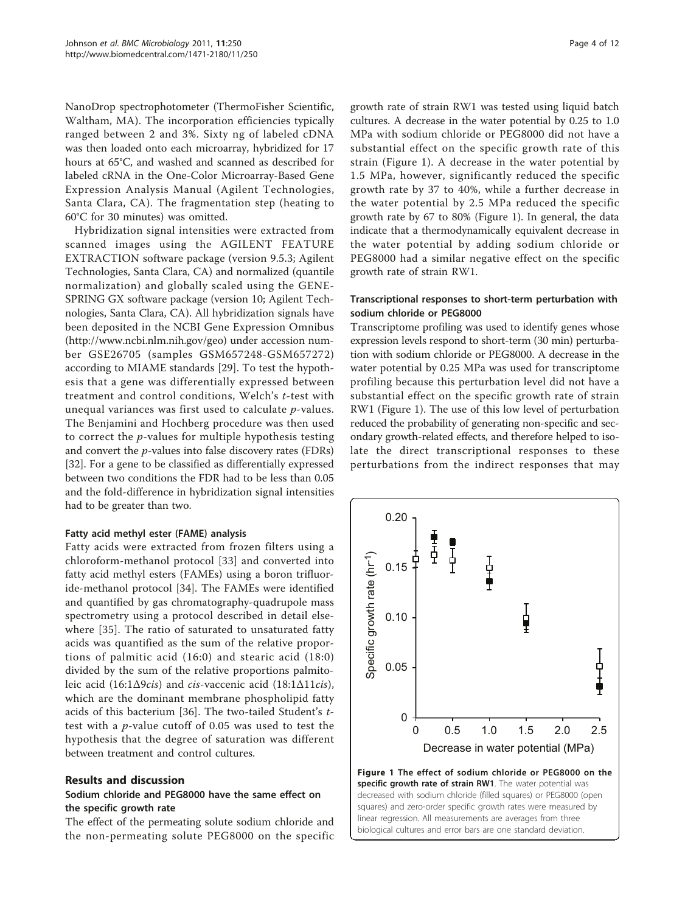NanoDrop spectrophotometer (ThermoFisher Scientific, Waltham, MA). The incorporation efficiencies typically ranged between 2 and 3%. Sixty ng of labeled cDNA was then loaded onto each microarray, hybridized for 17 hours at 65°C, and washed and scanned as described for labeled cRNA in the One-Color Microarray-Based Gene Expression Analysis Manual (Agilent Technologies, Santa Clara, CA). The fragmentation step (heating to 60°C for 30 minutes) was omitted.

Hybridization signal intensities were extracted from scanned images using the AGILENT FEATURE EXTRACTION software package (version 9.5.3; Agilent Technologies, Santa Clara, CA) and normalized (quantile normalization) and globally scaled using the GENE-SPRING GX software package (version 10; Agilent Technologies, Santa Clara, CA). All hybridization signals have been deposited in the NCBI Gene Expression Omnibus (http://www.ncbi.nlm.nih.gov/geo) under accession number GSE26705 (samples GSM657248-GSM657272) according to MIAME standards [29]. To test the hypothesis that a gene was differentially expressed between treatment and control conditions, Welch's *t*-test with unequal variances was first used to calculate *p*-values. The Benjamini and Hochberg procedure was then used to correct the *p*-values for multiple hypothesis testing and convert the *p*-values into false discovery rates (FDRs) [32]. For a gene to be classified as differentially expressed between two conditions the FDR had to be less than 0.05 and the fold-difference in hybridization signal intensities had to be greater than two.

#### Fatty acid methyl ester (FAME) analysis

Fatty acids were extracted from frozen filters using a chloroform-methanol protocol [33] and converted into fatty acid methyl esters (FAMEs) using a boron trifluoride-methanol protocol [34]. The FAMEs were identified and quantified by gas chromatography-quadrupole mass spectrometry using a protocol described in detail elsewhere [35]. The ratio of saturated to unsaturated fatty acids was quantified as the sum of the relative proportions of palmitic acid (16:0) and stearic acid (18:0) divided by the sum of the relative proportions palmitoleic acid (16:1Δ9*cis*) and *cis*-vaccenic acid (18:1Δ11*cis*), which are the dominant membrane phospholipid fatty acids of this bacterium [36]. The two-tailed Student's *t*-test with a *p*-value cutoff of 0.05 was used to test the hypothesis that the degree of saturation was different between treatment and control cultures.

## Results and discussion

### Sodium chloride and PEG8000 have the same effect on the specific growth rate

The effect of the permeating solute sodium chloride and the non-permeating solute PEG8000 on the specific growth rate of strain RW1 was tested using liquid batch cultures. A decrease in the water potential by 0.25 to 1.0 MPa with sodium chloride or PEG8000 did not have a substantial effect on the specific growth rate of this strain (Figure 1). A decrease in the water potential by 1.5 MPa, however, significantly reduced the specific growth rate by 37 to 40%, while a further decrease in the water potential by 2.5 MPa reduced the specific growth rate by 67 to 80% (Figure 1). In general, the data indicate that a thermodynamically equivalent decrease in the water potential by adding sodium chloride or PEG8000 had a similar negative effect on the specific growth rate of strain RW1.

### Transcriptional responses to short-term perturbation with sodium chloride or PEG8000

Transcriptome profiling was used to identify genes whose expression levels respond to short-term (30 min) perturbation with sodium chloride or PEG8000. A decrease in the water potential by 0.25 MPa was used for transcriptome profiling because this perturbation level did not have a substantial effect on the specific growth rate of strain RW1 (Figure 1). The use of this low level of perturbation reduced the probability of generating non-specific and secondary growth-related effects, and therefore helped to isolate the direct transcriptional responses to these perturbations from the indirect responses that may

**Figure 1 The effect of sodium chloride or PEG8000 on the specific growth rate of strain RW1**. The water potential was decreased with sodium chloride (filled squares) or PEG8000 (open squares) and zero-order specific growth rates were measured by linear regression. All measurements are averages from three biological cultures and error bars are one standard deviation.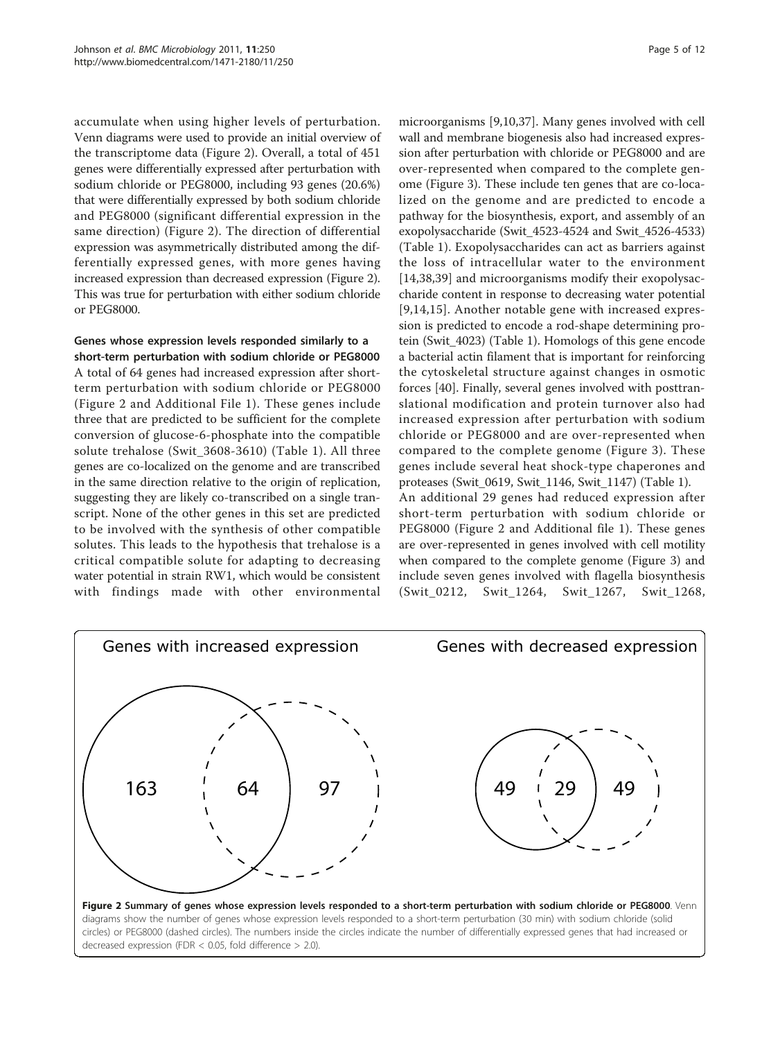accumulate when using higher levels of perturbation. Venn diagrams were used to provide an initial overview of the transcriptome data (Figure 2). Overall, a total of 451 genes were differentially expressed after perturbation with sodium chloride or PEG8000, including 93 genes (20.6%) that were differentially expressed by both sodium chloride and PEG8000 (significant differential expression in the same direction) (Figure 2). The direction of differential expression was asymmetrically distributed among the differentially expressed genes, with more genes having increased expression than decreased expression (Figure 2). This was true for perturbation with either sodium chloride or PEG8000.

### Genes whose expression levels responded similarly to a short-term perturbation with sodium chloride or PEG8000

A total of 64 genes had increased expression after short-term perturbation with sodium chloride or PEG8000 (Figure 2 and Additional File 1). These genes include three that are predicted to be sufficient for the complete conversion of glucose-6-phosphate into the compatible solute trehalose (Swit_3608-3610) (Table 1). All three genes are co-localized on the genome and are transcribed in the same direction relative to the origin of replication, suggesting they are likely co-transcribed on a single transcript. None of the other genes in this set are predicted to be involved with the synthesis of other compatible solutes. This leads to the hypothesis that trehalose is a critical compatible solute for adapting to decreasing water potential in strain RW1, which would be consistent with findings made with other environmental microorganisms [9,10,37]. Many genes involved with cell wall and membrane biogenesis also had increased expression after perturbation with chloride or PEG8000 and are over-represented when compared to the complete genome (Figure 3). These include ten genes that are co-localized on the genome and are predicted to encode a pathway for the biosynthesis, export, and assembly of an exopolysaccharide (Swit_4523-4524 and Swit_4526-4533) (Table 1). Exopolysaccharides can act as barriers against the loss of intracellular water to the environment [14,38,39] and microorganisms modify their exopolysaccharide content in response to decreasing water potential [9,14,15]. Another notable gene with increased expression is predicted to encode a rod-shape determining protein (Swit_4023) (Table 1). Homologs of this gene encode a bacterial actin filament that is important for reinforcing the cytoskeletal structure against changes in osmotic forces [40]. Finally, several genes involved with posttranslational modification and protein turnover also had increased expression after perturbation with sodium chloride or PEG8000 and are over-represented when compared to the complete genome (Figure 3). These genes include several heat shock-type chaperones and proteases (Swit_0619, Swit_1146, Swit_1147) (Table 1).

An additional 29 genes had reduced expression after short-term perturbation with sodium chloride or PEG8000 (Figure 2 and Additional file 1). These genes are over-represented in genes involved with cell motility when compared to the complete genome (Figure 3) and include seven genes involved with flagella biosynthesis (Swit_0212, Swit_1264, Swit_1267, Swit_1268,

| Genes with increased expression | | | Genes with decreased expression | | |
|---|---|---|---|---|---|
| 163 | 64 | 97 | 49 | 29 | 49 |

**Figure 2 Summary of genes whose expression levels responded to a short-term perturbation with sodium chloride or PEG8000**. Venn diagrams show the number of genes whose expression levels responded to a short-term perturbation (30 min) with sodium chloride (solid circles) or PEG8000 (dashed circles). The numbers inside the circles indicate the number of differentially expressed genes that had increased or decreased expression (FDR < 0.05, fold difference > 2.0).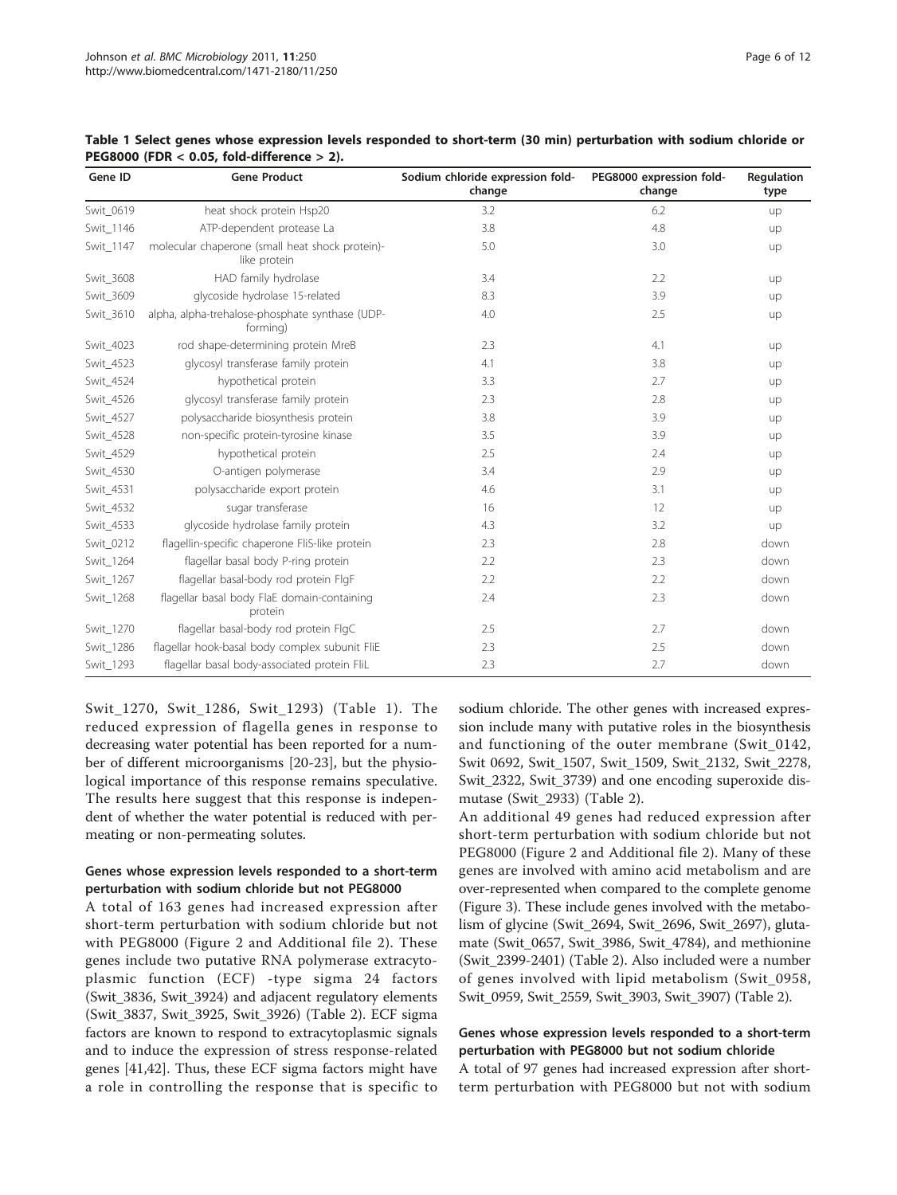**Table 1 Select genes whose expression levels responded to short-term (30 min) perturbation with sodium chloride or PEG8000 (FDR < 0.05, fold-difference > 2).**

| Gene ID | Gene Product | Sodium chloride expression fold-change | PEG8000 expression fold-change | Regulation type |
|---|---|---|---|---|
| Swit_0619 | heat shock protein Hsp20 | 3.2 | 6.2 | up |
| Swit_1146 | ATP-dependent protease La | 3.8 | 4.8 | up |
| Swit_1147 | molecular chaperone (small heat shock protein)-like protein | 5.0 | 3.0 | up |
| Swit_3608 | HAD family hydrolase | 3.4 | 2.2 | up |
| Swit_3609 | glycoside hydrolase 15-related | 8.3 | 3.9 | up |
| Swit_3610 | alpha, alpha-trehalose-phosphate synthase (UDP-forming) | 4.0 | 2.5 | up |
| Swit_4023 | rod shape-determining protein MreB | 2.3 | 4.1 | up |
| Swit_4523 | glycosyl transferase family protein | 4.1 | 3.8 | up |
| Swit_4524 | hypothetical protein | 3.3 | 2.7 | up |
| Swit_4526 | glycosyl transferase family protein | 2.3 | 2.8 | up |
| Swit_4527 | polysaccharide biosynthesis protein | 3.8 | 3.9 | up |
| Swit_4528 | non-specific protein-tyrosine kinase | 3.5 | 3.9 | up |
| Swit_4529 | hypothetical protein | 2.5 | 2.4 | up |
| Swit_4530 | O-antigen polymerase | 3.4 | 2.9 | up |
| Swit_4531 | polysaccharide export protein | 4.6 | 3.1 | up |
| Swit_4532 | sugar transferase | 16 | 12 | up |
| Swit_4533 | glycoside hydrolase family protein | 4.3 | 3.2 | up |
| Swit_0212 | flagellin-specific chaperone FliS-like protein | 2.3 | 2.8 | down |
| Swit_1264 | flagellar basal body P-ring protein | 2.2 | 2.3 | down |
| Swit_1267 | flagellar basal-body rod protein FlgF | 2.2 | 2.2 | down |
| Swit_1268 | flagellar basal body FlaE domain-containing protein | 2.4 | 2.3 | down |
| Swit_1270 | flagellar basal-body rod protein FlgC | 2.5 | 2.7 | down |
| Swit_1286 | flagellar hook-basal body complex subunit FliE | 2.3 | 2.5 | down |
| Swit_1293 | flagellar basal body-associated protein FliL | 2.3 | 2.7 | down |

Swit_1270, Swit_1286, Swit_1293) (Table 1). The reduced expression of flagella genes in response to decreasing water potential has been reported for a number of different microorganisms [20-23], but the physiological importance of this response remains speculative. The results here suggest that this response is independent of whether the water potential is reduced with permeating or non-permeating solutes.

### Genes whose expression levels responded to a short-term perturbation with sodium chloride but not PEG8000

A total of 163 genes had increased expression after short-term perturbation with sodium chloride but not with PEG8000 (Figure 2 and Additional file 2). These genes include two putative RNA polymerase extracytoplasmic function (ECF) -type sigma 24 factors (Swit_3836, Swit_3924) and adjacent regulatory elements (Swit_3837, Swit_3925, Swit_3926) (Table 2). ECF sigma factors are known to respond to extracytoplasmic signals and to induce the expression of stress response-related genes [41,42]. Thus, these ECF sigma factors might have a role in controlling the response that is specific to sodium chloride. The other genes with increased expression include many with putative roles in the biosynthesis and functioning of the outer membrane (Swit_0142, Swit 0692, Swit_1507, Swit_1509, Swit_2132, Swit_2278, Swit_2322, Swit_3739) and one encoding superoxide dismutase (Swit_2933) (Table 2).

An additional 49 genes had reduced expression after short-term perturbation with sodium chloride but not PEG8000 (Figure 2 and Additional file 2). Many of these genes are involved with amino acid metabolism and are over-represented when compared to the complete genome (Figure 3). These include genes involved with the metabolism of glycine (Swit_2694, Swit_2696, Swit_2697), glutamate (Swit_0657, Swit_3986, Swit_4784), and methionine (Swit_2399-2401) (Table 2). Also included were a number of genes involved with lipid metabolism (Swit_0958, Swit_0959, Swit_2559, Swit_3903, Swit_3907) (Table 2).

### Genes whose expression levels responded to a short-term perturbation with PEG8000 but not sodium chloride

A total of 97 genes had increased expression after short-term perturbation with PEG8000 but not with sodium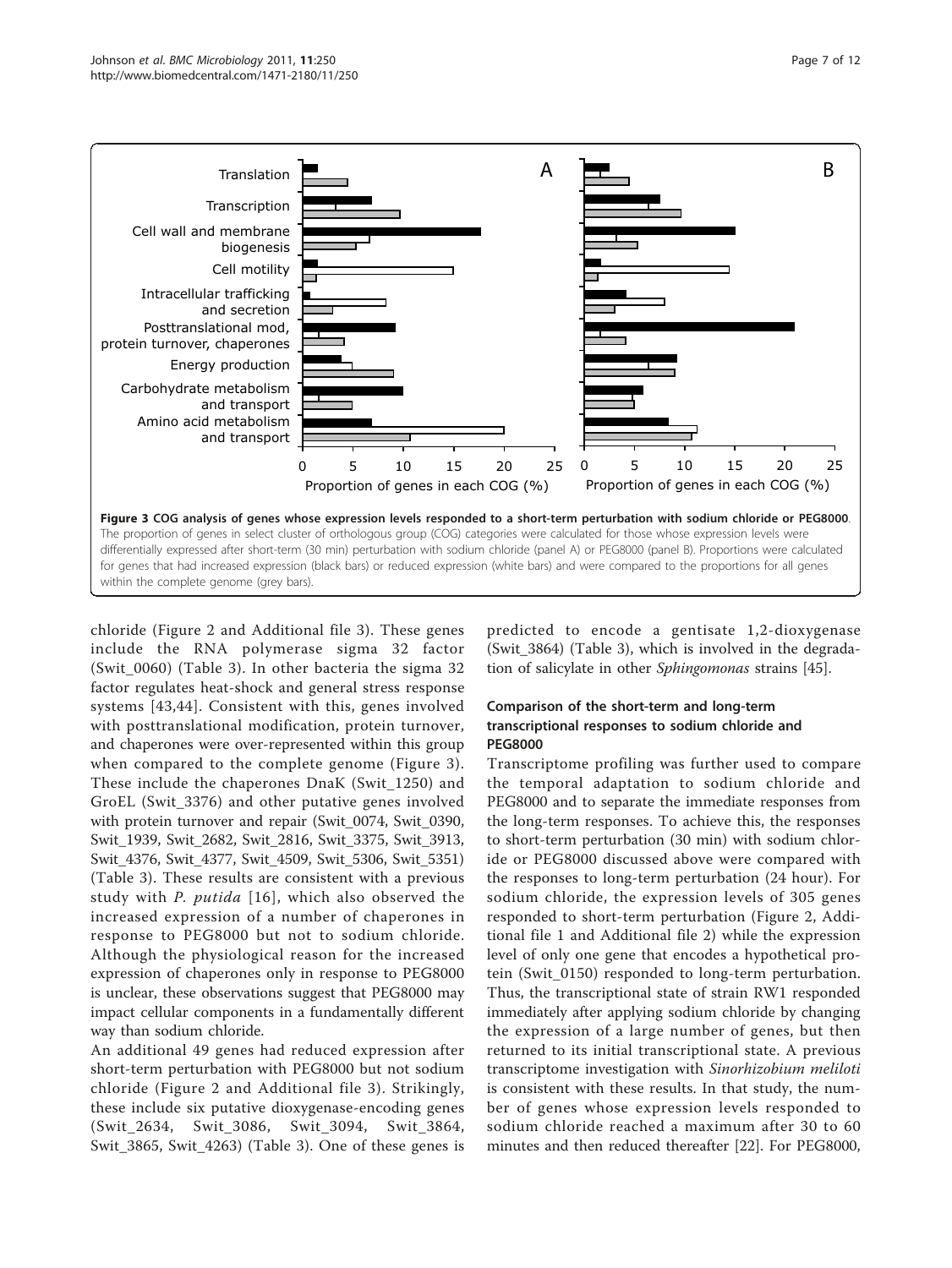Figure 3 COG analysis of genes whose expression levels responded to a short-term perturbation with sodium chloride or PEG8000. The proportion of genes in select cluster of orthologous group (COG) categories were calculated for those whose expression levels were differentially expressed after short-term (30 min) perturbation with sodium chloride (panel A) or PEG8000 (panel B). Proportions were calculated for genes that had increased expression (black bars) or reduced expression (white bars) and were compared to the proportions for all genes within the complete genome (grey bars).

chloride (Figure 2 and Additional file 3). These genes include the RNA polymerase sigma 32 factor (Swit_0060) (Table 3). In other bacteria the sigma 32 factor regulates heat-shock and general stress response systems [43,44]. Consistent with this, genes involved with posttranslational modification, protein turnover, and chaperones were over-represented within this group when compared to the complete genome (Figure 3). These include the chaperones DnaK (Swit_1250) and GroEL (Swit_3376) and other putative genes involved with protein turnover and repair (Swit_0074, Swit_0390, Swit_1939, Swit_2682, Swit_2816, Swit_3375, Swit_3913, Swit_4376, Swit_4377, Swit_4509, Swit_5306, Swit_5351) (Table 3). These results are consistent with a previous study with *P. putida* [16], which also observed the increased expression of a number of chaperones in response to PEG8000 but not to sodium chloride. Although the physiological reason for the increased expression of chaperones only in response to PEG8000 is unclear, these observations suggest that PEG8000 may impact cellular components in a fundamentally different way than sodium chloride.

An additional 49 genes had reduced expression after short-term perturbation with PEG8000 but not sodium chloride (Figure 2 and Additional file 3). Strikingly, these include six putative dioxygenase-encoding genes (Swit_2634, Swit_3086, Swit_3094, Swit_3864, Swit_3865, Swit_4263) (Table 3). One of these genes is predicted to encode a gentisate 1,2-dioxygenase (Swit_3864) (Table 3), which is involved in the degradation of salicylate in other *Sphingomonas* strains [45].

### Comparison of the short-term and long-term transcriptional responses to sodium chloride and PEG8000

Transcriptome profiling was further used to compare the temporal adaptation to sodium chloride and PEG8000 and to separate the immediate responses from the long-term responses. To achieve this, the responses to short-term perturbation (30 min) with sodium chloride or PEG8000 discussed above were compared with the responses to long-term perturbation (24 hour). For sodium chloride, the expression levels of 305 genes responded to short-term perturbation (Figure 2, Additional file 1 and Additional file 2) while the expression level of only one gene that encodes a hypothetical protein (Swit_0150) responded to long-term perturbation. Thus, the transcriptional state of strain RW1 responded immediately after applying sodium chloride by changing the expression of a large number of genes, but then returned to its initial transcriptional state. A previous transcriptome investigation with *Sinorhizobium meliloti* is consistent with these results. In that study, the number of genes whose expression levels responded to sodium chloride reached a maximum after 30 to 60 minutes and then reduced thereafter [22]. For PEG8000,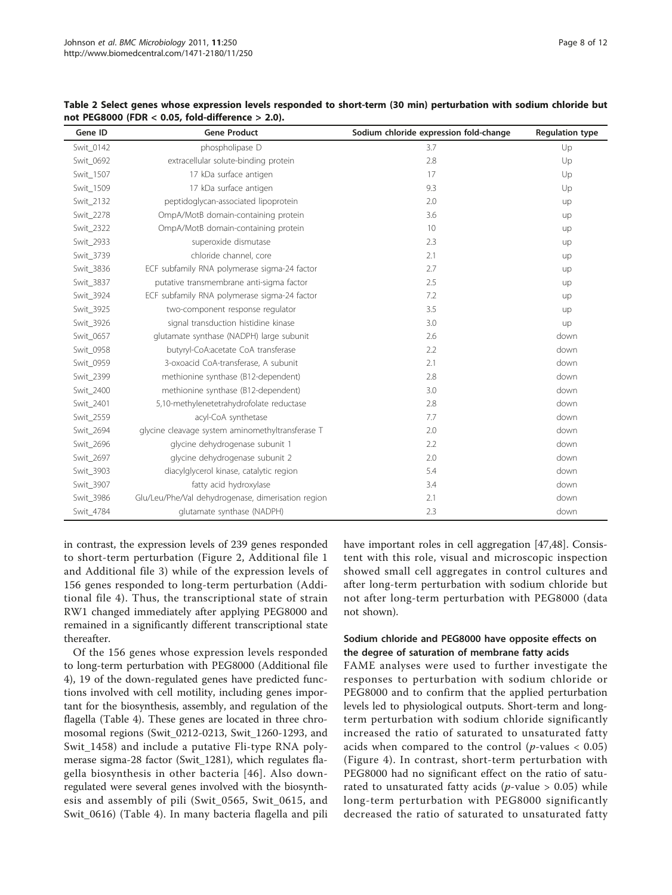**Table 2 Select genes whose expression levels responded to short-term (30 min) perturbation with sodium chloride but not PEG8000 (FDR < 0.05, fold-difference > 2.0).**

| Gene ID | Gene Product | Sodium chloride expression fold-change | Regulation type |
|---|---|---|---|
| Swit_0142 | phospholipase D | 3.7 | Up |
| Swit_0692 | extracellular solute-binding protein | 2.8 | Up |
| Swit_1507 | 17 kDa surface antigen | 17 | Up |
| Swit_1509 | 17 kDa surface antigen | 9.3 | Up |
| Swit_2132 | peptidoglycan-associated lipoprotein | 2.0 | up |
| Swit_2278 | OmpA/MotB domain-containing protein | 3.6 | up |
| Swit_2322 | OmpA/MotB domain-containing protein | 10 | up |
| Swit_2933 | superoxide dismutase | 2.3 | up |
| Swit_3739 | chloride channel, core | 2.1 | up |
| Swit_3836 | ECF subfamily RNA polymerase sigma-24 factor | 2.7 | up |
| Swit_3837 | putative transmembrane anti-sigma factor | 2.5 | up |
| Swit_3924 | ECF subfamily RNA polymerase sigma-24 factor | 7.2 | up |
| Swit_3925 | two-component response regulator | 3.5 | up |
| Swit_3926 | signal transduction histidine kinase | 3.0 | up |
| Swit_0657 | glutamate synthase (NADPH) large subunit | 2.6 | down |
| Swit_0958 | butyryl-CoA:acetate CoA transferase | 2.2 | down |
| Swit_0959 | 3-oxoacid CoA-transferase, A subunit | 2.1 | down |
| Swit_2399 | methionine synthase (B12-dependent) | 2.8 | down |
| Swit_2400 | methionine synthase (B12-dependent) | 3.0 | down |
| Swit_2401 | 5,10-methylenetetrahydrofolate reductase | 2.8 | down |
| Swit_2559 | acyl-CoA synthetase | 7.7 | down |
| Swit_2694 | glycine cleavage system aminomethyltransferase T | 2.0 | down |
| Swit_2696 | glycine dehydrogenase subunit 1 | 2.2 | down |
| Swit_2697 | glycine dehydrogenase subunit 2 | 2.0 | down |
| Swit_3903 | diacylglycerol kinase, catalytic region | 5.4 | down |
| Swit_3907 | fatty acid hydroxylase | 3.4 | down |
| Swit_3986 | Glu/Leu/Phe/Val dehydrogenase, dimerisation region | 2.1 | down |
| Swit_4784 | glutamate synthase (NADPH) | 2.3 | down |

in contrast, the expression levels of 239 genes responded to short-term perturbation (Figure 2, Additional file 1 and Additional file 3) while of the expression levels of 156 genes responded to long-term perturbation (Additional file 4). Thus, the transcriptional state of strain RW1 changed immediately after applying PEG8000 and remained in a significantly different transcriptional state thereafter.

Of the 156 genes whose expression levels responded to long-term perturbation with PEG8000 (Additional file 4), 19 of the down-regulated genes have predicted functions involved with cell motility, including genes important for the biosynthesis, assembly, and regulation of the flagella (Table 4). These genes are located in three chromosomal regions (Swit_0212-0213, Swit_1260-1293, and Swit_1458) and include a putative Fli-type RNA polymerase sigma-28 factor (Swit_1281), which regulates flagella biosynthesis in other bacteria [46]. Also down-regulated were several genes involved with the biosynthesis and assembly of pili (Swit_0565, Swit_0615, and Swit_0616) (Table 4). In many bacteria flagella and pili have important roles in cell aggregation [47,48]. Consistent with this role, visual and microscopic inspection showed small cell aggregates in control cultures and after long-term perturbation with sodium chloride but not after long-term perturbation with PEG8000 (data not shown).

### Sodium chloride and PEG8000 have opposite effects on the degree of saturation of membrane fatty acids

FAME analyses were used to further investigate the responses to perturbation with sodium chloride or PEG8000 and to confirm that the applied perturbation levels led to physiological outputs. Short-term and long-term perturbation with sodium chloride significantly increased the ratio of saturated to unsaturated fatty acids when compared to the control ($p$-values < 0.05) (Figure 4). In contrast, short-term perturbation with PEG8000 had no significant effect on the ratio of saturated to unsaturated fatty acids ($p$-value > 0.05) while long-term perturbation with PEG8000 significantly decreased the ratio of saturated to unsaturated fatty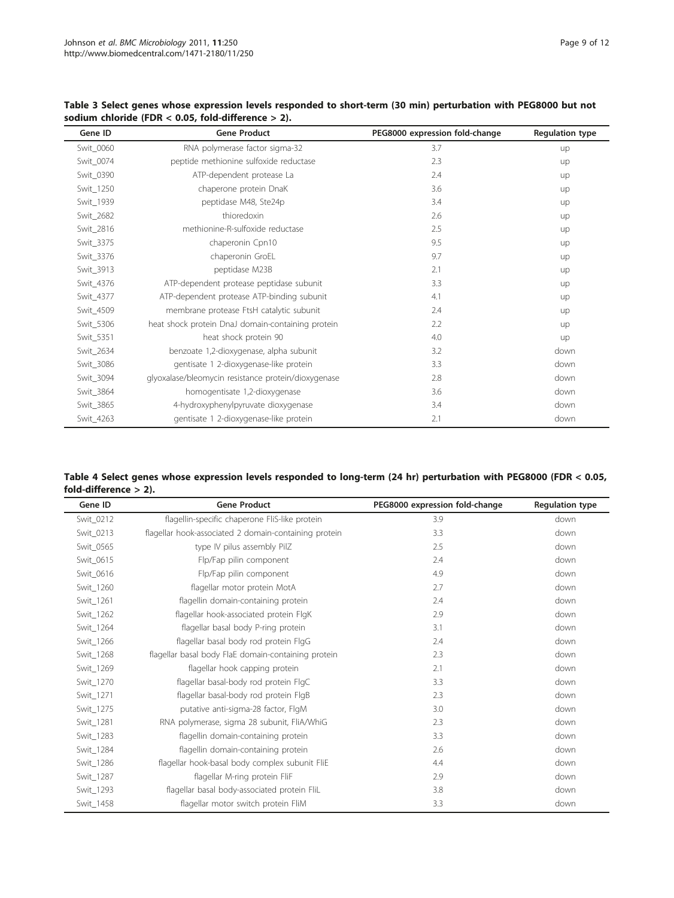**Table 3 Select genes whose expression levels responded to short-term (30 min) perturbation with PEG8000 but not sodium chloride (FDR < 0.05, fold-difference > 2).**

| Gene ID | Gene Product | PEG8000 expression fold-change | Regulation type |
| --- | --- | --- | --- |
| Swit_0060 | RNA polymerase factor sigma-32 | 3.7 | up |
| Swit_0074 | peptide methionine sulfoxide reductase | 2.3 | up |
| Swit_0390 | ATP-dependent protease La | 2.4 | up |
| Swit_1250 | chaperone protein DnaK | 3.6 | up |
| Swit_1939 | peptidase M48, Ste24p | 3.4 | up |
| Swit_2682 | thioredoxin | 2.6 | up |
| Swit_2816 | methionine-R-sulfoxide reductase | 2.5 | up |
| Swit_3375 | chaperonin Cpn10 | 9.5 | up |
| Swit_3376 | chaperonin GroEL | 9.7 | up |
| Swit_3913 | peptidase M23B | 2.1 | up |
| Swit_4376 | ATP-dependent protease peptidase subunit | 3.3 | up |
| Swit_4377 | ATP-dependent protease ATP-binding subunit | 4.1 | up |
| Swit_4509 | membrane protease FtsH catalytic subunit | 2.4 | up |
| Swit_5306 | heat shock protein DnaJ domain-containing protein | 2.2 | up |
| Swit_5351 | heat shock protein 90 | 4.0 | up |
| Swit_2634 | benzoate 1,2-dioxygenase, alpha subunit | 3.2 | down |
| Swit_3086 | gentisate 1 2-dioxygenase-like protein | 3.3 | down |
| Swit_3094 | glyoxalase/bleomycin resistance protein/dioxygenase | 2.8 | down |
| Swit_3864 | homogentisate 1,2-dioxygenase | 3.6 | down |
| Swit_3865 | 4-hydroxyphenylpyruvate dioxygenase | 3.4 | down |
| Swit_4263 | gentisate 1 2-dioxygenase-like protein | 2.1 | down |

**Table 4 Select genes whose expression levels responded to long-term (24 hr) perturbation with PEG8000 (FDR < 0.05, fold-difference > 2).**

| Gene ID | Gene Product | PEG8000 expression fold-change | Regulation type |
| --- | --- | --- | --- |
| Swit_0212 | flagellin-specific chaperone FliS-like protein | 3.9 | down |
| Swit_0213 | flagellar hook-associated 2 domain-containing protein | 3.3 | down |
| Swit_0565 | type IV pilus assembly PilZ | 2.5 | down |
| Swit_0615 | Flp/Fap pilin component | 2.4 | down |
| Swit_0616 | Flp/Fap pilin component | 4.9 | down |
| Swit_1260 | flagellar motor protein MotA | 2.7 | down |
| Swit_1261 | flagellin domain-containing protein | 2.4 | down |
| Swit_1262 | flagellar hook-associated protein FlgK | 2.9 | down |
| Swit_1264 | flagellar basal body P-ring protein | 3.1 | down |
| Swit_1266 | flagellar basal body rod protein FlgG | 2.4 | down |
| Swit_1268 | flagellar basal body FlaE domain-containing protein | 2.3 | down |
| Swit_1269 | flagellar hook capping protein | 2.1 | down |
| Swit_1270 | flagellar basal-body rod protein FlgC | 3.3 | down |
| Swit_1271 | flagellar basal-body rod protein FlgB | 2.3 | down |
| Swit_1275 | putative anti-sigma-28 factor, FlgM | 3.0 | down |
| Swit_1281 | RNA polymerase, sigma 28 subunit, FliA/WhiG | 2.3 | down |
| Swit_1283 | flagellin domain-containing protein | 3.3 | down |
| Swit_1284 | flagellin domain-containing protein | 2.6 | down |
| Swit_1286 | flagellar hook-basal body complex subunit FliE | 4.4 | down |
| Swit_1287 | flagellar M-ring protein FliF | 2.9 | down |
| Swit_1293 | flagellar basal body-associated protein FliL | 3.8 | down |
| Swit_1458 | flagellar motor switch protein FliM | 3.3 | down |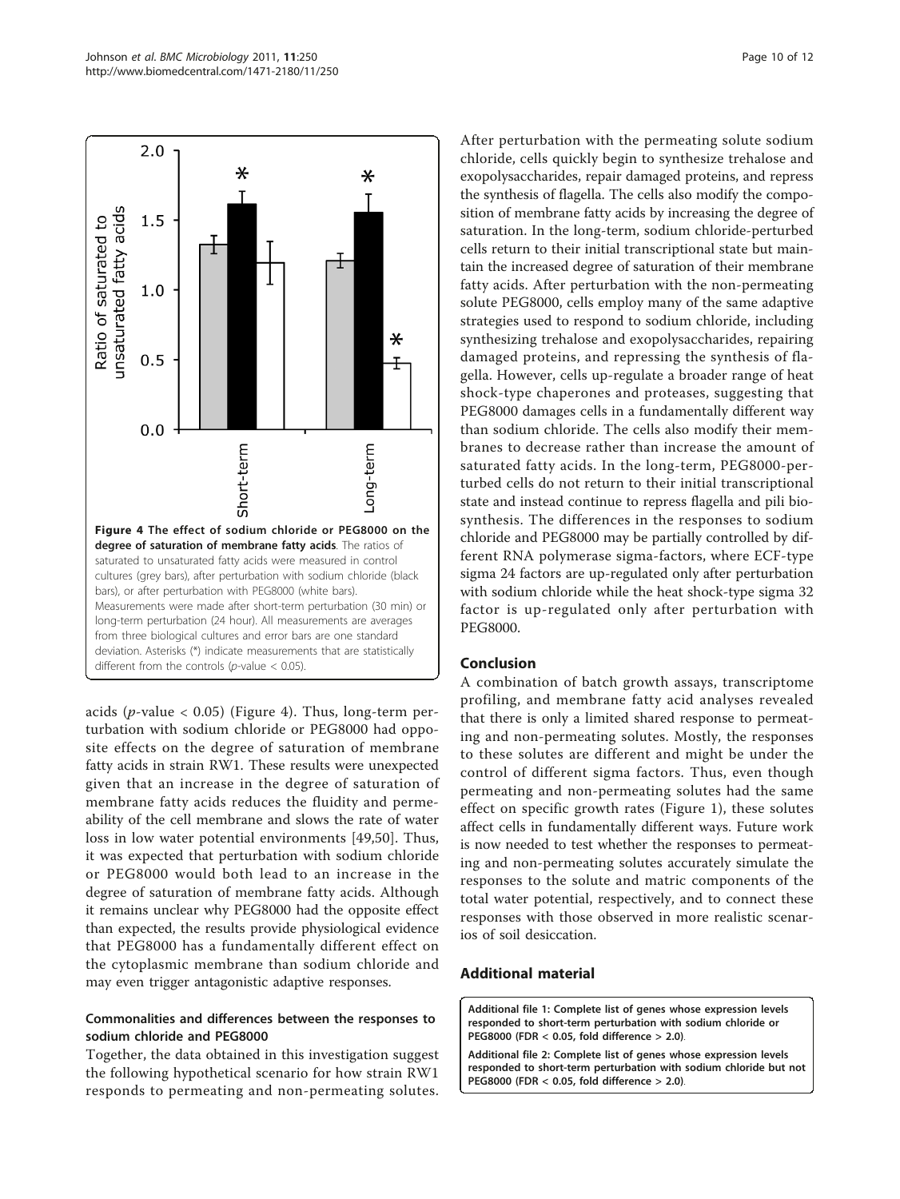**Figure 4 The effect of sodium chloride or PEG8000 on the degree of saturation of membrane fatty acids**. The ratios of saturated to unsaturated fatty acids were measured in control cultures (grey bars), after perturbation with sodium chloride (black bars), or after perturbation with PEG8000 (white bars). Measurements were made after short-term perturbation (30 min) or long-term perturbation (24 hour). All measurements are averages from three biological cultures and error bars are one standard deviation. Asterisks (*) indicate measurements that are statistically different from the controls (*p*-value < 0.05).

acids (*p*-value < 0.05) (Figure 4). Thus, long-term perturbation with sodium chloride or PEG8000 had opposite effects on the degree of saturation of membrane fatty acids in strain RW1. These results were unexpected given that an increase in the degree of saturation of membrane fatty acids reduces the fluidity and permeability of the cell membrane and slows the rate of water loss in low water potential environments [49,50]. Thus, it was expected that perturbation with sodium chloride or PEG8000 would both lead to an increase in the degree of saturation of membrane fatty acids. Although it remains unclear why PEG8000 had the opposite effect than expected, the results provide physiological evidence that PEG8000 has a fundamentally different effect on the cytoplasmic membrane than sodium chloride and may even trigger antagonistic adaptive responses.

### Commonalities and differences between the responses to sodium chloride and PEG8000

Together, the data obtained in this investigation suggest the following hypothetical scenario for how strain RW1 responds to permeating and non-permeating solutes. After perturbation with the permeating solute sodium chloride, cells quickly begin to synthesize trehalose and exopolysaccharides, repair damaged proteins, and repress the synthesis of flagella. The cells also modify the composition of membrane fatty acids by increasing the degree of saturation. In the long-term, sodium chloride-perturbed cells return to their initial transcriptional state but maintain the increased degree of saturation of their membrane fatty acids. After perturbation with the non-permeating solute PEG8000, cells employ many of the same adaptive strategies used to respond to sodium chloride, including synthesizing trehalose and exopolysaccharides, repairing damaged proteins, and repressing the synthesis of flagella. However, cells up-regulate a broader range of heat shock-type chaperones and proteases, suggesting that PEG8000 damages cells in a fundamentally different way than sodium chloride. The cells also modify their membranes to decrease rather than increase the amount of saturated fatty acids. In the long-term, PEG8000-perturbed cells do not return to their initial transcriptional state and instead continue to repress flagella and pili biosynthesis. The differences in the responses to sodium chloride and PEG8000 may be partially controlled by different RNA polymerase sigma-factors, where ECF-type sigma 24 factors are up-regulated only after perturbation with sodium chloride while the heat shock-type sigma 32 factor is up-regulated only after perturbation with PEG8000.

## Conclusion

A combination of batch growth assays, transcriptome profiling, and membrane fatty acid analyses revealed that there is only a limited shared response to permeating and non-permeating solutes. Mostly, the responses to these solutes are different and might be under the control of different sigma factors. Thus, even though permeating and non-permeating solutes had the same effect on specific growth rates (Figure 1), these solutes affect cells in fundamentally different ways. Future work is now needed to test whether the responses to permeating and non-permeating solutes accurately simulate the responses to the solute and matric components of the total water potential, respectively, and to connect these responses with those observed in more realistic scenarios of soil desiccation.

## Additional material

**Additional file 1: Complete list of genes whose expression levels responded to short-term perturbation with sodium chloride or PEG8000 (FDR < 0.05, fold difference > 2.0)**.

**Additional file 2: Complete list of genes whose expression levels responded to short-term perturbation with sodium chloride but not PEG8000 (FDR < 0.05, fold difference > 2.0)**.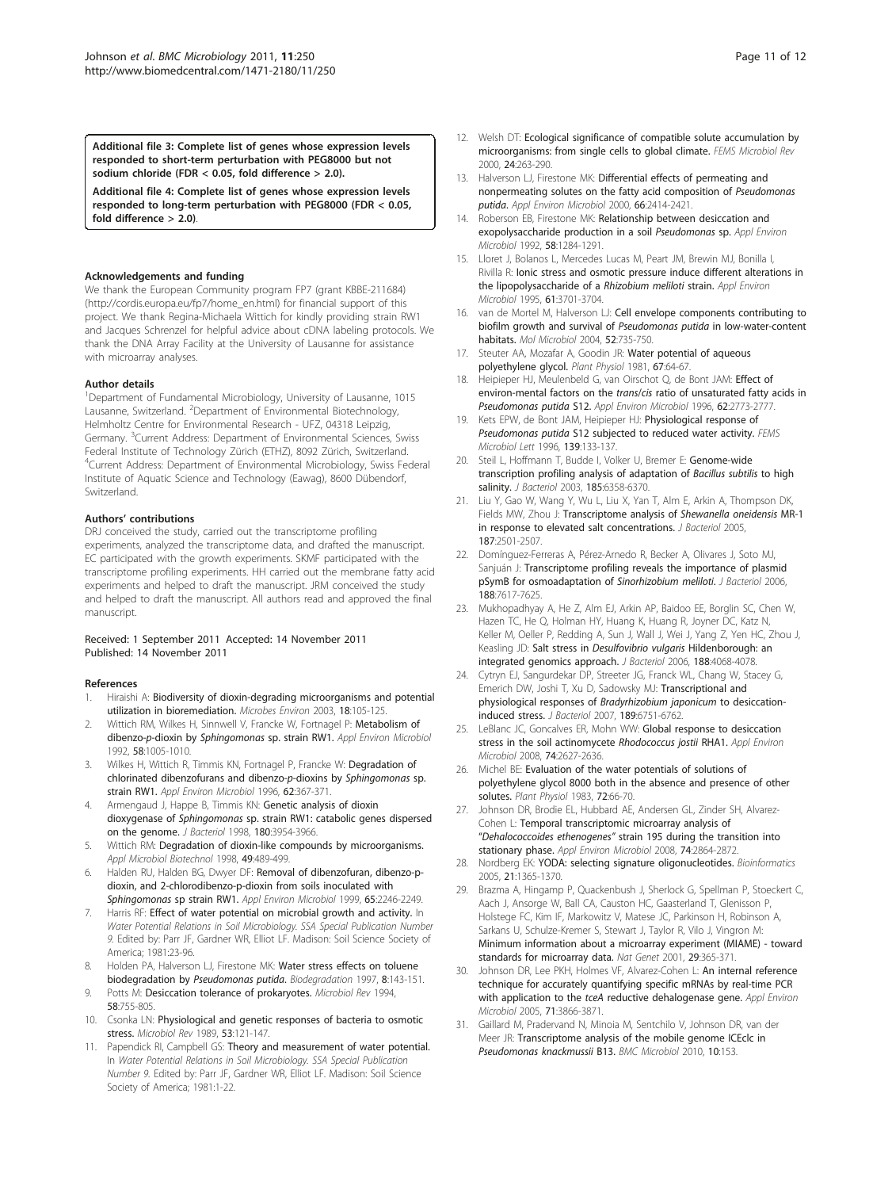**Additional file 3: Complete list of genes whose expression levels responded to short-term perturbation with PEG8000 but not sodium chloride (FDR < 0.05, fold difference > 2.0).**

**Additional file 4: Complete list of genes whose expression levels responded to long-term perturbation with PEG8000 (FDR < 0.05, fold difference > 2.0)**.

#### Acknowledgements and funding

We thank the European Community program FP7 (grant KBBE-211684) (http://cordis.europa.eu/fp7/home_en.html) for financial support of this project. We thank Regina-Michaela Wittich for kindly providing strain RW1 and Jacques Schrenzel for helpful advice about cDNA labeling protocols. We thank the DNA Array Facility at the University of Lausanne for assistance with microarray analyses.

#### Author details

[1]Department of Fundamental Microbiology, University of Lausanne, 1015 Lausanne, Switzerland. [2]Department of Environmental Biotechnology, Helmholtz Centre for Environmental Research - UFZ, 04318 Leipzig, Germany. [3]Current Address: Department of Environmental Sciences, Swiss Federal Institute of Technology Zürich (ETHZ), 8092 Zürich, Switzerland. [4]Current Address: Department of Environmental Microbiology, Swiss Federal Institute of Aquatic Science and Technology (Eawag), 8600 Dübendorf, Switzerland.

#### Authors' contributions

DRJ conceived the study, carried out the transcriptome profiling experiments, analyzed the transcriptome data, and drafted the manuscript. EC participated with the growth experiments. SKMF participated with the transcriptome profiling experiments. HH carried out the membrane fatty acid experiments and helped to draft the manuscript. JRM conceived the study and helped to draft the manuscript. All authors read and approved the final manuscript.

Received: 1 September 2011 Accepted: 14 November 2011
Published: 14 November 2011

#### References

1. Hiraishi A: **Biodiversity of dioxin-degrading microorganisms and potential utilization in bioremediation.** *Microbes Environ* 2003, **18**:105-125.
2. Wittich RM, Wilkes H, Sinnwell V, Francke W, Fortnagel P: **Metabolism of dibenzo-*p*-dioxin by *Sphingomonas* sp. strain RW1.** *Appl Environ Microbiol* 1992, **58**:1005-1010.
3. Wilkes H, Wittich R, Timmis KN, Fortnagel P, Francke W: **Degradation of chlorinated dibenzofurans and dibenzo-*p*-dioxins by *Sphingomonas* sp. strain RW1.** *Appl Environ Microbiol* 1996, **62**:367-371.
4. Armengaud J, Happe B, Timmis KN: **Genetic analysis of dioxin dioxygenase of *Sphingomonas* sp. strain RW1: catabolic genes dispersed on the genome.** *J Bacteriol* 1998, **180**:3954-3966.
5. Wittich RM: **Degradation of dioxin-like compounds by microorganisms.** *Appl Microbiol Biotechnol* 1998, **49**:489-499.
6. Halden RU, Halden BG, Dwyer DF: **Removal of dibenzofuran, dibenzo-p-dioxin, and 2-chlorodibenzo-p-dioxin from soils inoculated with *Sphingomonas* sp strain RW1.** *Appl Environ Microbiol* 1999, **65**:2246-2249.
7. Harris RF: **Effect of water potential on microbial growth and activity.** In *Water Potential Relations in Soil Microbiology. SSA Special Publication Number 9.* Edited by: Parr JF, Gardner WR, Elliot LF. Madison: Soil Science Society of America; 1981:23-96.
8. Holden PA, Halverson LJ, Firestone MK: **Water stress effects on toluene biodegradation by *Pseudomonas putida*.** *Biodegradation* 1997, **8**:143-151.
9. Potts M: **Desiccation tolerance of prokaryotes.** *Microbiol Rev* 1994, **58**:755-805.
10. Csonka LN: **Physiological and genetic responses of bacteria to osmotic stress.** *Microbiol Rev* 1989, **53**:121-147.
11. Papendick RI, Campbell GS: **Theory and measurement of water potential.** In *Water Potential Relations in Soil Microbiology. SSA Special Publication Number 9.* Edited by: Parr JF, Gardner WR, Elliot LF. Madison: Soil Science Society of America; 1981:1-22.
12. Welsh DT: **Ecological significance of compatible solute accumulation by microorganisms: from single cells to global climate.** *FEMS Microbiol Rev* 2000, **24**:263-290.
13. Halverson LJ, Firestone MK: **Differential effects of permeating and nonpermeating solutes on the fatty acid composition of *Pseudomonas putida*.** *Appl Environ Microbiol* 2000, **66**:2414-2421.
14. Roberson EB, Firestone MK: **Relationship between desiccation and exopolysaccharide production in a soil *Pseudomonas* sp.** *Appl Environ Microbiol* 1992, **58**:1284-1291.
15. Lloret J, Bolanos L, Mercedes Lucas M, Peart JM, Brewin MJ, Bonilla I, Rivilla R: **Ionic stress and osmotic pressure induce different alterations in the lipopolysaccharide of a *Rhizobium meliloti* strain.** *Appl Environ Microbiol* 1995, **61**:3701-3704.
16. van de Mortel M, Halverson LJ: **Cell envelope components contributing to biofilm growth and survival of *Pseudomonas putida* in low-water-content habitats.** *Mol Microbiol* 2004, **52**:735-750.
17. Steuter AA, Mozafar A, Goodin JR: **Water potential of aqueous polyethylene glycol.** *Plant Physiol* 1981, **67**:64-67.
18. Heipieper HJ, Meulenbeld G, van Oirschot Q, de Bont JAM: **Effect of environ-mental factors on the *trans/cis* ratio of unsaturated fatty acids in *Pseudomonas putida* S12.** *Appl Environ Microbiol* 1996, **62**:2773-2777.
19. Kets EPW, de Bont JAM, Heipieper HJ: **Physiological response of *Pseudomonas putida* S12 subjected to reduced water activity.** *FEMS Microbiol Lett* 1996, **139**:133-137.
20. Steil L, Hoffmann T, Budde I, Volker U, Bremer E: **Genome-wide transcription profiling analysis of adaptation of *Bacillus subtilis* to high salinity.** *J Bacteriol* 2003, **185**:6358-6370.
21. Liu Y, Gao W, Wang Y, Wu L, Liu X, Yan T, Alm E, Arkin A, Thompson DK, Fields MW, Zhou J: **Transcriptome analysis of *Shewanella oneidensis* MR-1 in response to elevated salt concentrations.** *J Bacteriol* 2005, **187**:2501-2507.
22. Domínguez-Ferreras A, Pérez-Arnedo R, Becker A, Olivares J, Soto MJ, Sanjuán J: **Transcriptome profiling reveals the importance of plasmid pSymB for osmoadaptation of *Sinorhizobium meliloti*.** *J Bacteriol* 2006, **188**:7617-7625.
23. Mukhopadhyay A, He Z, Alm EJ, Arkin AP, Baidoo EE, Borglin SC, Chen W, Hazen TC, He Q, Holman HY, Huang K, Huang R, Joyner DC, Katz N, Keller M, Oeller P, Redding A, Sun J, Wall J, Wei J, Yang Z, Yen HC, Zhou J, Keasling JD: **Salt stress in *Desulfovibrio vulgaris* Hildenborough: an integrated genomics approach.** *J Bacteriol* 2006, **188**:4068-4078.
24. Cytryn EJ, Sangurdekar DP, Streeter JG, Franck WL, Chang W, Stacey G, Emerich DW, Joshi T, Xu D, Sadowsky MJ: **Transcriptional and physiological responses of *Bradyrhizobium japonicum* to desiccation-induced stress.** *J Bacteriol* 2007, **189**:6751-6762.
25. LeBlanc JC, Goncalves ER, Mohn WW: **Global response to desiccation stress in the soil actinomycete *Rhodococcus jostii* RHA1.** *Appl Environ Microbiol* 2008, **74**:2627-2636.
26. Michel BE: **Evaluation of the water potentials of solutions of polyethylene glycol 8000 both in the absence and presence of other solutes.** *Plant Physiol* 1983, **72**:66-70.
27. Johnson DR, Brodie EL, Hubbard AE, Andersen GL, Zinder SH, Alvarez-Cohen L: **Temporal transcriptomic microarray analysis of "*Dehalococcoides ethenogenes*" strain 195 during the transition into stationary phase.** *Appl Environ Microbiol* 2008, **74**:2864-2872.
28. Nordberg EK: **YODA: selecting signature oligonucleotides.** *Bioinformatics* 2005, **21**:1365-1370.
29. Brazma A, Hingamp P, Quackenbush J, Sherlock G, Spellman P, Stoeckert C, Aach J, Ansorge W, Ball CA, Causton HC, Gaasterland T, Glenisson P, Holstege FC, Kim IF, Markowitz V, Matese JC, Parkinson H, Robinson A, Sarkans U, Schulze-Kremer S, Stewart J, Taylor R, Vilo J, Vingron M: **Minimum information about a microarray experiment (MIAME) - toward standards for microarray data.** *Nat Genet* 2001, **29**:365-371.
30. Johnson DR, Lee PKH, Holmes VF, Alvarez-Cohen L: **An internal reference technique for accurately quantifying specific mRNAs by real-time PCR with application to the *tceA* reductive dehalogenase gene.** *Appl Environ Microbiol* 2005, **71**:3866-3871.
31. Gaillard M, Pradervand N, Minoia M, Sentchilo V, Johnson DR, van der Meer JR: **Transcriptome analysis of the mobile genome ICEclc in *Pseudomonas knackmussii* B13.** *BMC Microbiol* 2010, **10**:153.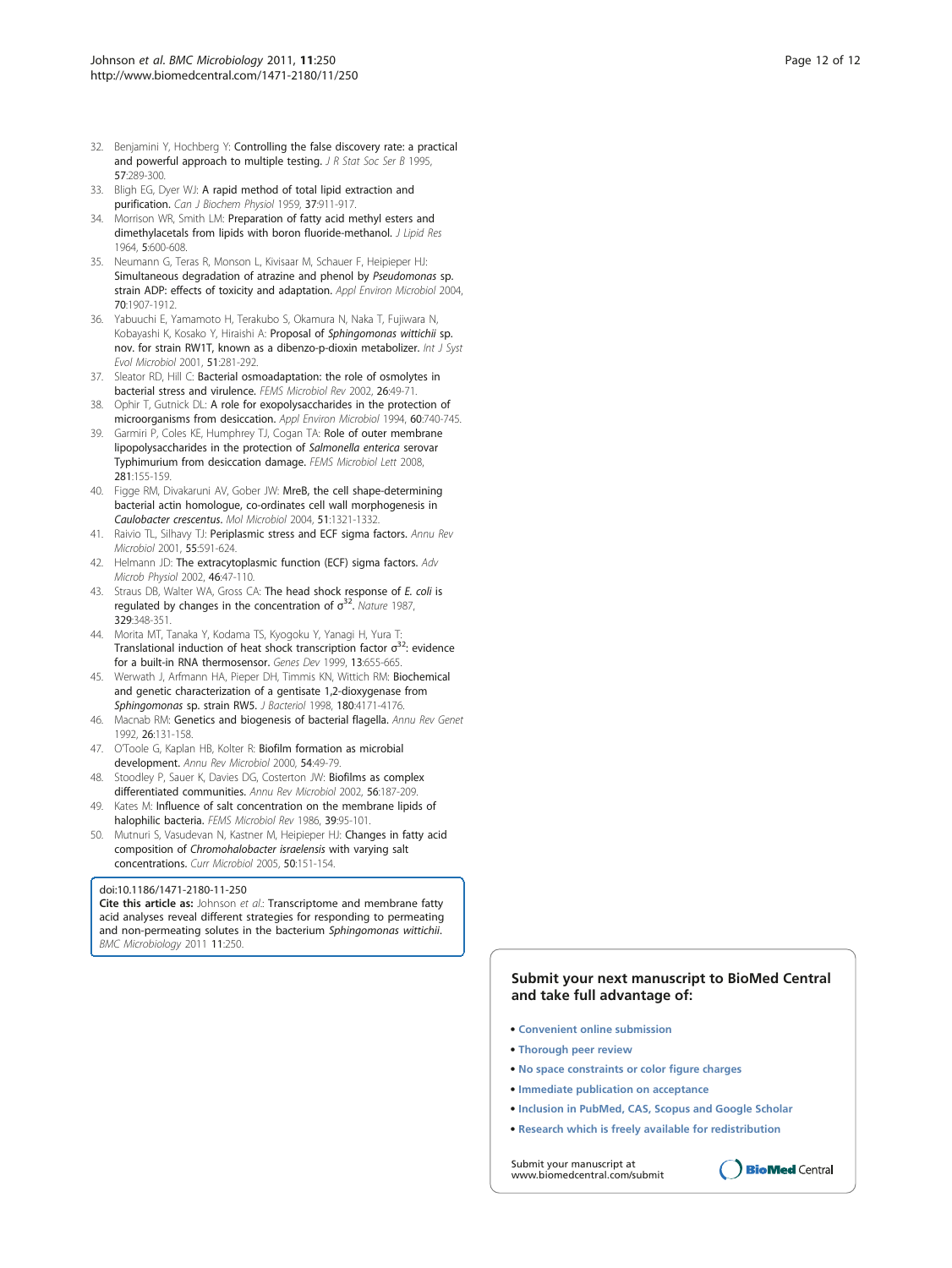32. Benjamini Y, Hochberg Y: Controlling the false discovery rate: a practical and powerful approach to multiple testing. *J R Stat Soc Ser B* 1995, **57**:289-300.
33. Bligh EG, Dyer WJ: A rapid method of total lipid extraction and purification. *Can J Biochem Physiol* 1959, **37**:911-917.
34. Morrison WR, Smith LM: Preparation of fatty acid methyl esters and dimethylacetals from lipids with boron fluoride-methanol. *J Lipid Res* 1964, **5**:600-608.
35. Neumann G, Teras R, Monson L, Kivisaar M, Schauer F, Heipieper HJ: Simultaneous degradation of atrazine and phenol by *Pseudomonas* sp. strain ADP: effects of toxicity and adaptation. *Appl Environ Microbiol* 2004, **70**:1907-1912.
36. Yabuuchi E, Yamamoto H, Terakubo S, Okamura N, Naka T, Fujiwara N, Kobayashi K, Kosako Y, Hiraishi A: Proposal of *Sphingomonas wittichii* sp. nov. for strain RW1T, known as a dibenzo-p-dioxin metabolizer. *Int J Syst Evol Microbiol* 2001, **51**:281-292.
37. Sleator RD, Hill C: Bacterial osmoadaptation: the role of osmolytes in bacterial stress and virulence. *FEMS Microbiol Rev* 2002, **26**:49-71.
38. Ophir T, Gutnick DL: A role for exopolysaccharides in the protection of microorganisms from desiccation. *Appl Environ Microbiol* 1994, **60**:740-745.
39. Garmiri P, Coles KE, Humphrey TJ, Cogan TA: Role of outer membrane lipopolysaccharides in the protection of *Salmonella enterica* serovar Typhimurium from desiccation damage. *FEMS Microbiol Lett* 2008, **281**:155-159.
40. Figge RM, Divakaruni AV, Gober JW: MreB, the cell shape-determining bacterial actin homologue, co-ordinates cell wall morphogenesis in *Caulobacter crescentus*. *Mol Microbiol* 2004, **51**:1321-1332.
41. Raivio TL, Silhavy TJ: Periplasmic stress and ECF sigma factors. *Annu Rev Microbiol* 2001, **55**:591-624.
42. Helmann JD: The extracytoplasmic function (ECF) sigma factors. *Adv Microb Physiol* 2002, **46**:47-110.
43. Straus DB, Walter WA, Gross CA: The head shock response of *E. coli* is regulated by changes in the concentration of $\sigma^{32}$. *Nature* 1987, **329**:348-351.
44. Morita MT, Tanaka Y, Kodama TS, Kyogoku Y, Yanagi H, Yura T: Translational induction of heat shock transcription factor $\sigma^{32}$: evidence for a built-in RNA thermosensor. *Genes Dev* 1999, **13**:655-665.
45. Werwath J, Arfmann HA, Pieper DH, Timmis KN, Wittich RM: Biochemical and genetic characterization of a gentisate 1,2-dioxygenase from *Sphingomonas* sp. strain RW5. *J Bacteriol* 1998, **180**:4171-4176.
46. Macnab RM: Genetics and biogenesis of bacterial flagella. *Annu Rev Genet* 1992, **26**:131-158.
47. O'Toole G, Kaplan HB, Kolter R: Biofilm formation as microbial development. *Annu Rev Microbiol* 2000, **54**:49-79.
48. Stoodley P, Sauer K, Davies DG, Costerton JW: Biofilms as complex differentiated communities. *Annu Rev Microbiol* 2002, **56**:187-209.
49. Kates M: Influence of salt concentration on the membrane lipids of halophilic bacteria. *FEMS Microbiol Rev* 1986, **39**:95-101.
50. Mutnuri S, Vasudevan N, Kastner M, Heipieper HJ: Changes in fatty acid composition of *Chromohalobacter israelensis* with varying salt concentrations. *Curr Microbiol* 2005, **50**:151-154.

doi:10.1186/1471-2180-11-250

**Cite this article as:** Johnson *et al.*: Transcriptome and membrane fatty acid analyses reveal different strategies for responding to permeating and non-permeating solutes in the bacterium *Sphingomonas wittichii*. *BMC Microbiology* 2011 **11**:250.

**Submit your next manuscript to BioMed Central and take full advantage of:**

- Convenient online submission
- Thorough peer review
- No space constraints or color figure charges
- Immediate publication on acceptance
- Inclusion in PubMed, CAS, Scopus and Google Scholar
- Research which is freely available for redistribution

Submit your manuscript at www.biomedcentral.com/submit

BioMed Central